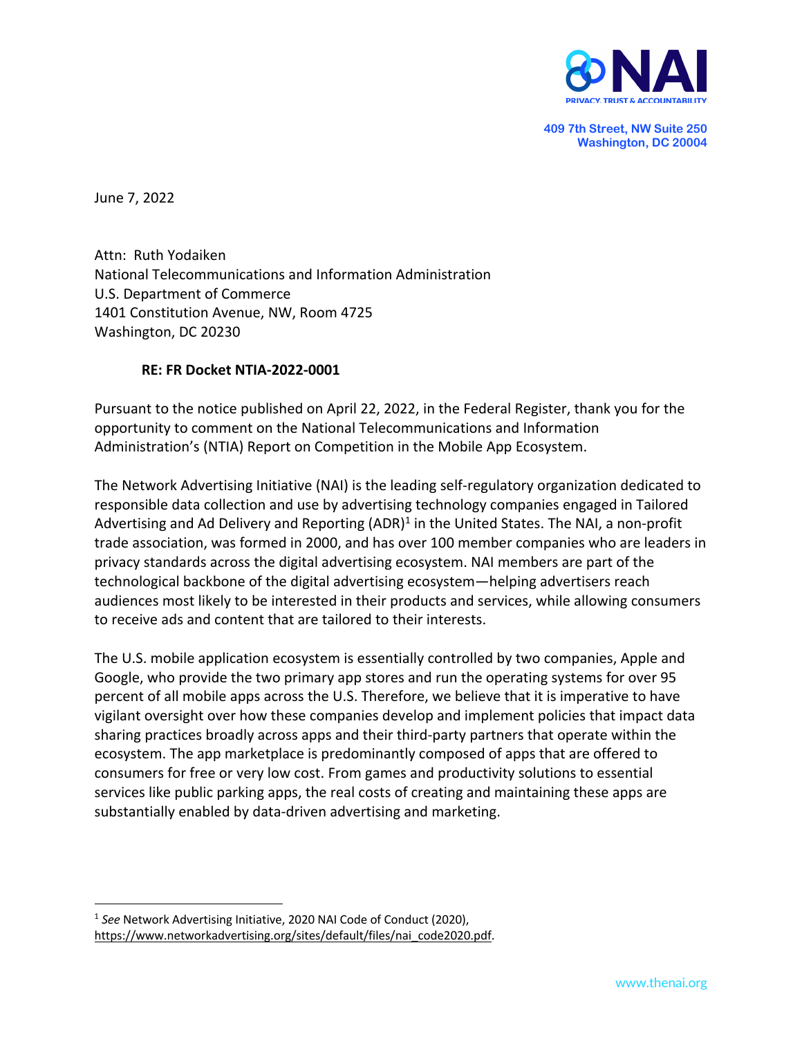NAI

PRIVACY, TRUST & ACCOUNTABILITY

409 7th Street, NW Suite 250
Washington, DC 20004

June 7, 2022

Attn: Ruth Yodaiken
National Telecommunications and Information Administration
U.S. Department of Commerce
1401 Constitution Avenue, NW, Room 4725
Washington, DC 20230

**RE: FR Docket NTIA-2022-0001**

Pursuant to the notice published on April 22, 2022, in the Federal Register, thank you for the opportunity to comment on the National Telecommunications and Information Administration's (NTIA) Report on Competition in the Mobile App Ecosystem.

The Network Advertising Initiative (NAI) is the leading self-regulatory organization dedicated to responsible data collection and use by advertising technology companies engaged in Tailored Advertising and Ad Delivery and Reporting (ADR)[1] in the United States. The NAI, a non-profit trade association, was formed in 2000, and has over 100 member companies who are leaders in privacy standards across the digital advertising ecosystem. NAI members are part of the technological backbone of the digital advertising ecosystem—helping advertisers reach audiences most likely to be interested in their products and services, while allowing consumers to receive ads and content that are tailored to their interests.

The U.S. mobile application ecosystem is essentially controlled by two companies, Apple and Google, who provide the two primary app stores and run the operating systems for over 95 percent of all mobile apps across the U.S. Therefore, we believe that it is imperative to have vigilant oversight over how these companies develop and implement policies that impact data sharing practices broadly across apps and their third-party partners that operate within the ecosystem. The app marketplace is predominantly composed of apps that are offered to consumers for free or very low cost. From games and productivity solutions to essential services like public parking apps, the real costs of creating and maintaining these apps are substantially enabled by data-driven advertising and marketing.

---

[1] *See* Network Advertising Initiative, 2020 NAI Code of Conduct (2020), https://www.networkadvertising.org/sites/default/files/nai_code2020.pdf.

www.thenai.org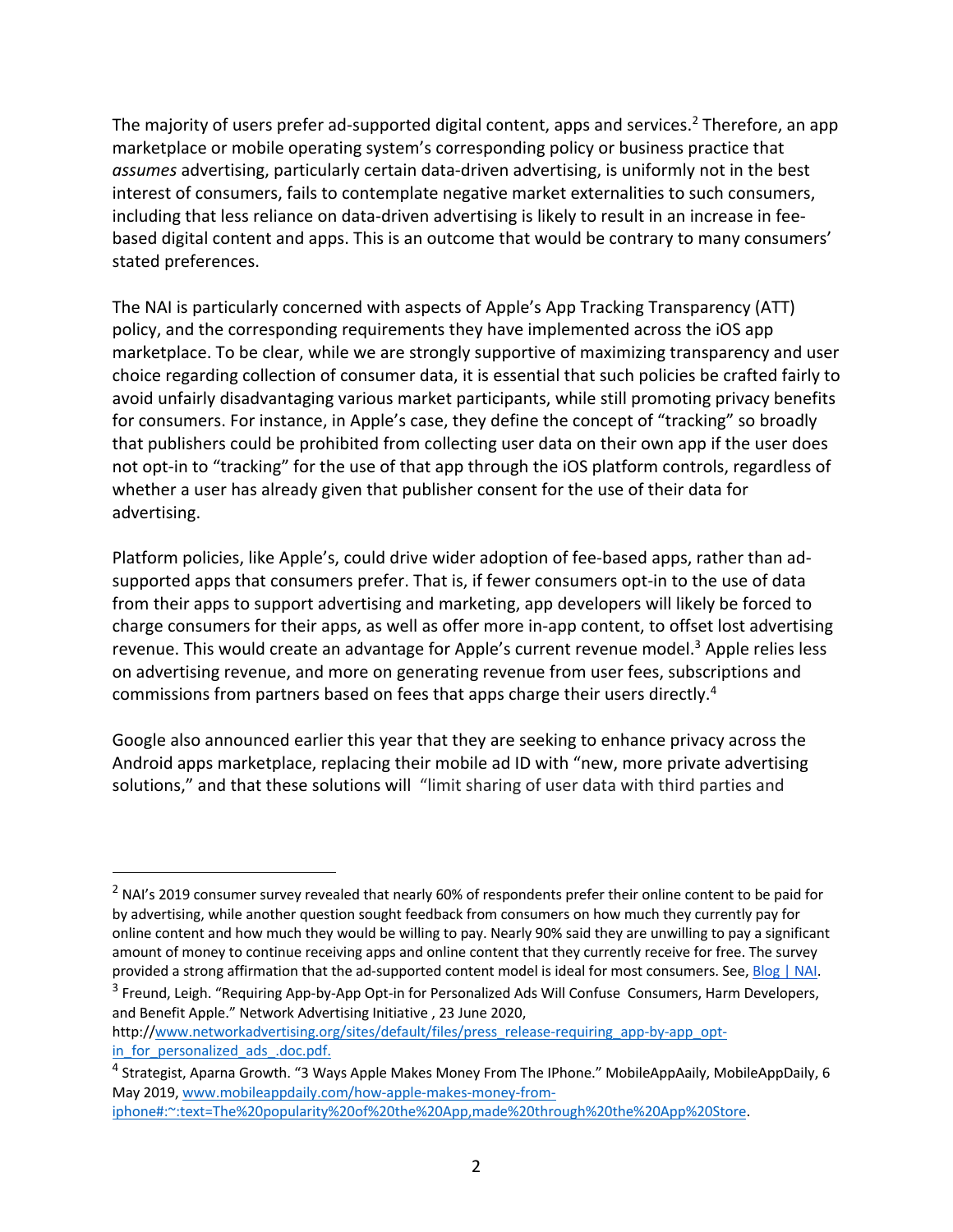The majority of users prefer ad-supported digital content, apps and services.[2] Therefore, an app marketplace or mobile operating system's corresponding policy or business practice that *assumes* advertising, particularly certain data-driven advertising, is uniformly not in the best interest of consumers, fails to contemplate negative market externalities to such consumers, including that less reliance on data-driven advertising is likely to result in an increase in fee-based digital content and apps. This is an outcome that would be contrary to many consumers' stated preferences.

The NAI is particularly concerned with aspects of Apple's App Tracking Transparency (ATT) policy, and the corresponding requirements they have implemented across the iOS app marketplace. To be clear, while we are strongly supportive of maximizing transparency and user choice regarding collection of consumer data, it is essential that such policies be crafted fairly to avoid unfairly disadvantaging various market participants, while still promoting privacy benefits for consumers. For instance, in Apple's case, they define the concept of "tracking" so broadly that publishers could be prohibited from collecting user data on their own app if the user does not opt-in to "tracking" for the use of that app through the iOS platform controls, regardless of whether a user has already given that publisher consent for the use of their data for advertising.

Platform policies, like Apple's, could drive wider adoption of fee-based apps, rather than ad-supported apps that consumers prefer. That is, if fewer consumers opt-in to the use of data from their apps to support advertising and marketing, app developers will likely be forced to charge consumers for their apps, as well as offer more in-app content, to offset lost advertising revenue. This would create an advantage for Apple's current revenue model.[3] Apple relies less on advertising revenue, and more on generating revenue from user fees, subscriptions and commissions from partners based on fees that apps charge their users directly.[4]

Google also announced earlier this year that they are seeking to enhance privacy across the Android apps marketplace, replacing their mobile ad ID with "new, more private advertising solutions," and that these solutions will "limit sharing of user data with third parties and

---

[2] NAI's 2019 consumer survey revealed that nearly 60% of respondents prefer their online content to be paid for by advertising, while another question sought feedback from consumers on how much they currently pay for online content and how much they would be willing to pay. Nearly 90% said they are unwilling to pay a significant amount of money to continue receiving apps and online content that they currently receive for free. The survey provided a strong affirmation that the ad-supported content model is ideal for most consumers. See, Blog | NAI.

[3] Freund, Leigh. "Requiring App-by-App Opt-in for Personalized Ads Will Confuse Consumers, Harm Developers, and Benefit Apple." Network Advertising Initiative , 23 June 2020, http://www.networkadvertising.org/sites/default/files/press_release-requiring_app-by-app_opt-in_for_personalized_ads_.doc.pdf.

[4] Strategist, Aparna Growth. "3 Ways Apple Makes Money From The IPhone." MobileAppAaily, MobileAppDaily, 6 May 2019, www.mobileappdaily.com/how-apple-makes-money-from-iphone#:~:text=The%20popularity%20of%20the%20App,made%20through%20the%20App%20Store.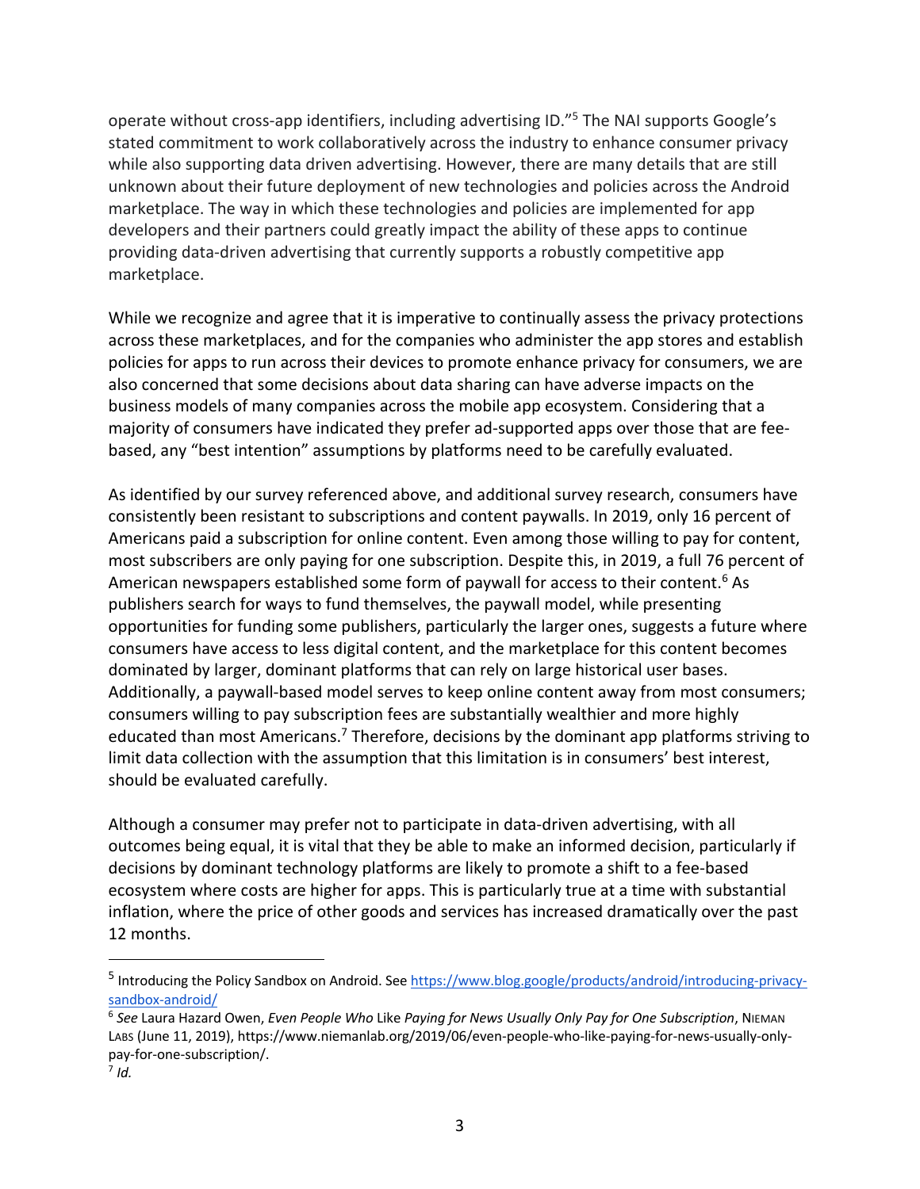operate without cross-app identifiers, including advertising ID."[5] The NAI supports Google's stated commitment to work collaboratively across the industry to enhance consumer privacy while also supporting data driven advertising. However, there are many details that are still unknown about their future deployment of new technologies and policies across the Android marketplace. The way in which these technologies and policies are implemented for app developers and their partners could greatly impact the ability of these apps to continue providing data-driven advertising that currently supports a robustly competitive app marketplace.

While we recognize and agree that it is imperative to continually assess the privacy protections across these marketplaces, and for the companies who administer the app stores and establish policies for apps to run across their devices to promote enhance privacy for consumers, we are also concerned that some decisions about data sharing can have adverse impacts on the business models of many companies across the mobile app ecosystem. Considering that a majority of consumers have indicated they prefer ad-supported apps over those that are fee-based, any "best intention" assumptions by platforms need to be carefully evaluated.

As identified by our survey referenced above, and additional survey research, consumers have consistently been resistant to subscriptions and content paywalls. In 2019, only 16 percent of Americans paid a subscription for online content. Even among those willing to pay for content, most subscribers are only paying for one subscription. Despite this, in 2019, a full 76 percent of American newspapers established some form of paywall for access to their content.[6] As publishers search for ways to fund themselves, the paywall model, while presenting opportunities for funding some publishers, particularly the larger ones, suggests a future where consumers have access to less digital content, and the marketplace for this content becomes dominated by larger, dominant platforms that can rely on large historical user bases. Additionally, a paywall-based model serves to keep online content away from most consumers; consumers willing to pay subscription fees are substantially wealthier and more highly educated than most Americans.[7] Therefore, decisions by the dominant app platforms striving to limit data collection with the assumption that this limitation is in consumers' best interest, should be evaluated carefully.

Although a consumer may prefer not to participate in data-driven advertising, with all outcomes being equal, it is vital that they be able to make an informed decision, particularly if decisions by dominant technology platforms are likely to promote a shift to a fee-based ecosystem where costs are higher for apps. This is particularly true at a time with substantial inflation, where the price of other goods and services has increased dramatically over the past 12 months.

---

[5] Introducing the Policy Sandbox on Android. See [https://www.blog.google/products/android/introducing-privacy-sandbox-android/](https://www.blog.google/products/android/introducing-privacy-sandbox-android/)

[6] *See* Laura Hazard Owen, *Even People Who* Like *Paying for News Usually Only Pay for One Subscription*, NIEMAN LABS (June 11, 2019), https://www.niemanlab.org/2019/06/even-people-who-like-paying-for-news-usually-only-pay-for-one-subscription/.

[7] *Id.*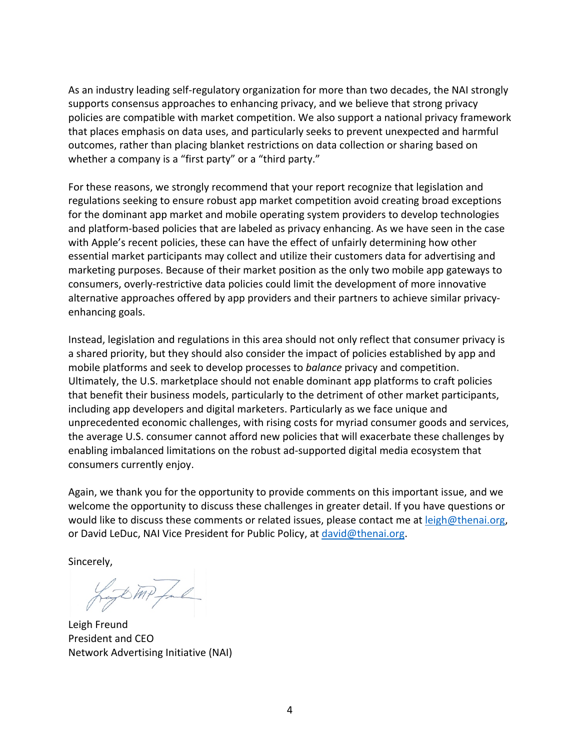As an industry leading self-regulatory organization for more than two decades, the NAI strongly supports consensus approaches to enhancing privacy, and we believe that strong privacy policies are compatible with market competition. We also support a national privacy framework that places emphasis on data uses, and particularly seeks to prevent unexpected and harmful outcomes, rather than placing blanket restrictions on data collection or sharing based on whether a company is a "first party" or a "third party."

For these reasons, we strongly recommend that your report recognize that legislation and regulations seeking to ensure robust app market competition avoid creating broad exceptions for the dominant app market and mobile operating system providers to develop technologies and platform-based policies that are labeled as privacy enhancing. As we have seen in the case with Apple's recent policies, these can have the effect of unfairly determining how other essential market participants may collect and utilize their customers data for advertising and marketing purposes. Because of their market position as the only two mobile app gateways to consumers, overly-restrictive data policies could limit the development of more innovative alternative approaches offered by app providers and their partners to achieve similar privacy-enhancing goals.

Instead, legislation and regulations in this area should not only reflect that consumer privacy is a shared priority, but they should also consider the impact of policies established by app and mobile platforms and seek to develop processes to *balance* privacy and competition. Ultimately, the U.S. marketplace should not enable dominant app platforms to craft policies that benefit their business models, particularly to the detriment of other market participants, including app developers and digital marketers. Particularly as we face unique and unprecedented economic challenges, with rising costs for myriad consumer goods and services, the average U.S. consumer cannot afford new policies that will exacerbate these challenges by enabling imbalanced limitations on the robust ad-supported digital media ecosystem that consumers currently enjoy.

Again, we thank you for the opportunity to provide comments on this important issue, and we welcome the opportunity to discuss these challenges in greater detail. If you have questions or would like to discuss these comments or related issues, please contact me at [leigh@thenai.org](mailto:leigh@thenai.org), or David LeDuc, NAI Vice President for Public Policy, at [david@thenai.org](mailto:david@thenai.org).

Sincerely,

Leigh Freund
President and CEO
Network Advertising Initiative (NAI)